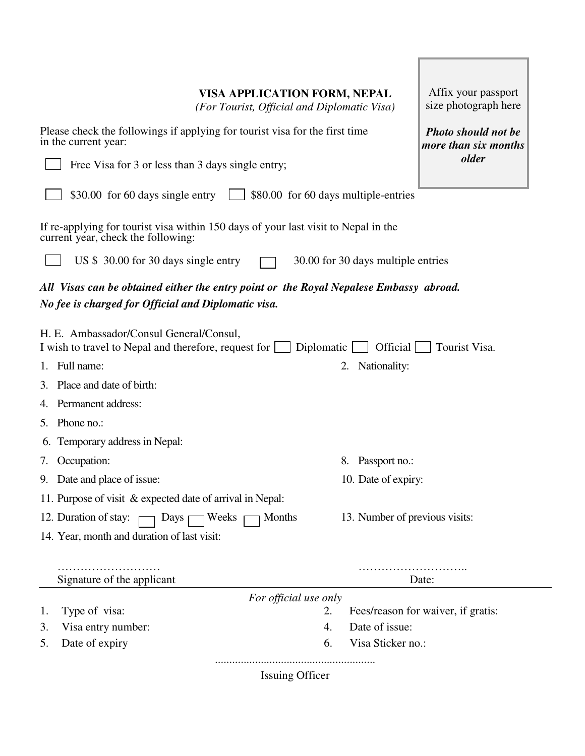# VISA APPLICATION FORM, NEPAL

*(For Tourist, Official and Diplomatic Visa)*

Affix your passport size photograph here

***Photo should not be more than six months older***

Please check the followings if applying for tourist visa for the first time in the current year:

☐ Free Visa for 3 or less than 3 days single entry;

☐ $30.00 for 60 days single entry ☐ $80.00 for 60 days multiple-entries

If re-applying for tourist visa within 150 days of your last visit to Nepal in the current year, check the following:

☐ US $ 30.00 for 30 days single entry ☐ 30.00 for 30 days multiple entries

***All Visas can be obtained either the entry point or the Royal Nepalese Embassy abroad.***

***No fee is charged for Official and Diplomatic visa.***

H. E. Ambassador/Consul General/Consul,
I wish to travel to Nepal and therefore, request for ☐ Diplomatic ☐ Official ☐ Tourist Visa.

1. Full name:
2. Nationality:
3. Place and date of birth:
4. Permanent address:
5. Phone no.:
6. Temporary address in Nepal:
7. Occupation:
8. Passport no.:
9. Date and place of issue:
10. Date of expiry:
11. Purpose of visit & expected date of arrival in Nepal:
12. Duration of stay: ☐ Days ☐ Weeks ☐ Months
13. Number of previous visits:
14. Year, month and duration of last visit:

……………………… Signature of the applicant

……………………….. Date:

---

*For official use only*

1. Type of visa:
2. Fees/reason for waiver, if gratis:
3. Visa entry number:
4. Date of issue:
5. Date of expiry
6. Visa Sticker no.:

.......................................................
Issuing Officer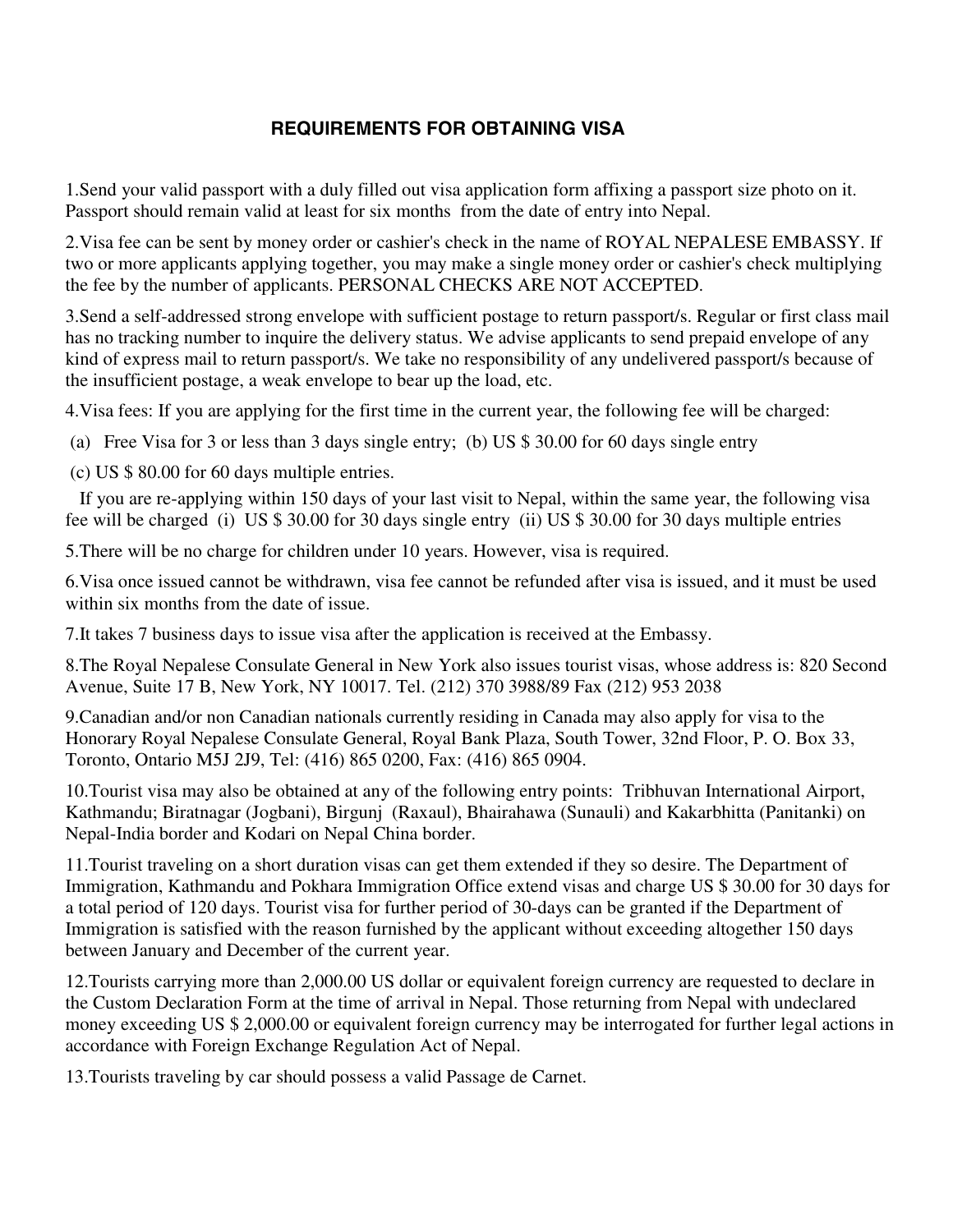## REQUIREMENTS FOR OBTAINING VISA

1.Send your valid passport with a duly filled out visa application form affixing a passport size photo on it. Passport should remain valid at least for six months from the date of entry into Nepal.

2.Visa fee can be sent by money order or cashier's check in the name of ROYAL NEPALESE EMBASSY. If two or more applicants applying together, you may make a single money order or cashier's check multiplying the fee by the number of applicants. PERSONAL CHECKS ARE NOT ACCEPTED.

3.Send a self-addressed strong envelope with sufficient postage to return passport/s. Regular or first class mail has no tracking number to inquire the delivery status. We advise applicants to send prepaid envelope of any kind of express mail to return passport/s. We take no responsibility of any undelivered passport/s because of the insufficient postage, a weak envelope to bear up the load, etc.

4.Visa fees: If you are applying for the first time in the current year, the following fee will be charged:

(a) Free Visa for 3 or less than 3 days single entry; (b) US $ 30.00 for 60 days single entry

(c) US $ 80.00 for 60 days multiple entries.

If you are re-applying within 150 days of your last visit to Nepal, within the same year, the following visa fee will be charged (i) US $ 30.00 for 30 days single entry (ii) US $ 30.00 for 30 days multiple entries

5.There will be no charge for children under 10 years. However, visa is required.

6.Visa once issued cannot be withdrawn, visa fee cannot be refunded after visa is issued, and it must be used within six months from the date of issue.

7.It takes 7 business days to issue visa after the application is received at the Embassy.

8.The Royal Nepalese Consulate General in New York also issues tourist visas, whose address is: 820 Second Avenue, Suite 17 B, New York, NY 10017. Tel. (212) 370 3988/89 Fax (212) 953 2038

9.Canadian and/or non Canadian nationals currently residing in Canada may also apply for visa to the Honorary Royal Nepalese Consulate General, Royal Bank Plaza, South Tower, 32nd Floor, P. O. Box 33, Toronto, Ontario M5J 2J9, Tel: (416) 865 0200, Fax: (416) 865 0904.

10.Tourist visa may also be obtained at any of the following entry points: Tribhuvan International Airport, Kathmandu; Biratnagar (Jogbani), Birgunj (Raxaul), Bhairahawa (Sunauli) and Kakarbhitta (Panitanki) on Nepal-India border and Kodari on Nepal China border.

11.Tourist traveling on a short duration visas can get them extended if they so desire. The Department of Immigration, Kathmandu and Pokhara Immigration Office extend visas and charge US $ 30.00 for 30 days for a total period of 120 days. Tourist visa for further period of 30-days can be granted if the Department of Immigration is satisfied with the reason furnished by the applicant without exceeding altogether 150 days between January and December of the current year.

12.Tourists carrying more than 2,000.00 US dollar or equivalent foreign currency are requested to declare in the Custom Declaration Form at the time of arrival in Nepal. Those returning from Nepal with undeclared money exceeding US $ 2,000.00 or equivalent foreign currency may be interrogated for further legal actions in accordance with Foreign Exchange Regulation Act of Nepal.

13.Tourists traveling by car should possess a valid Passage de Carnet.